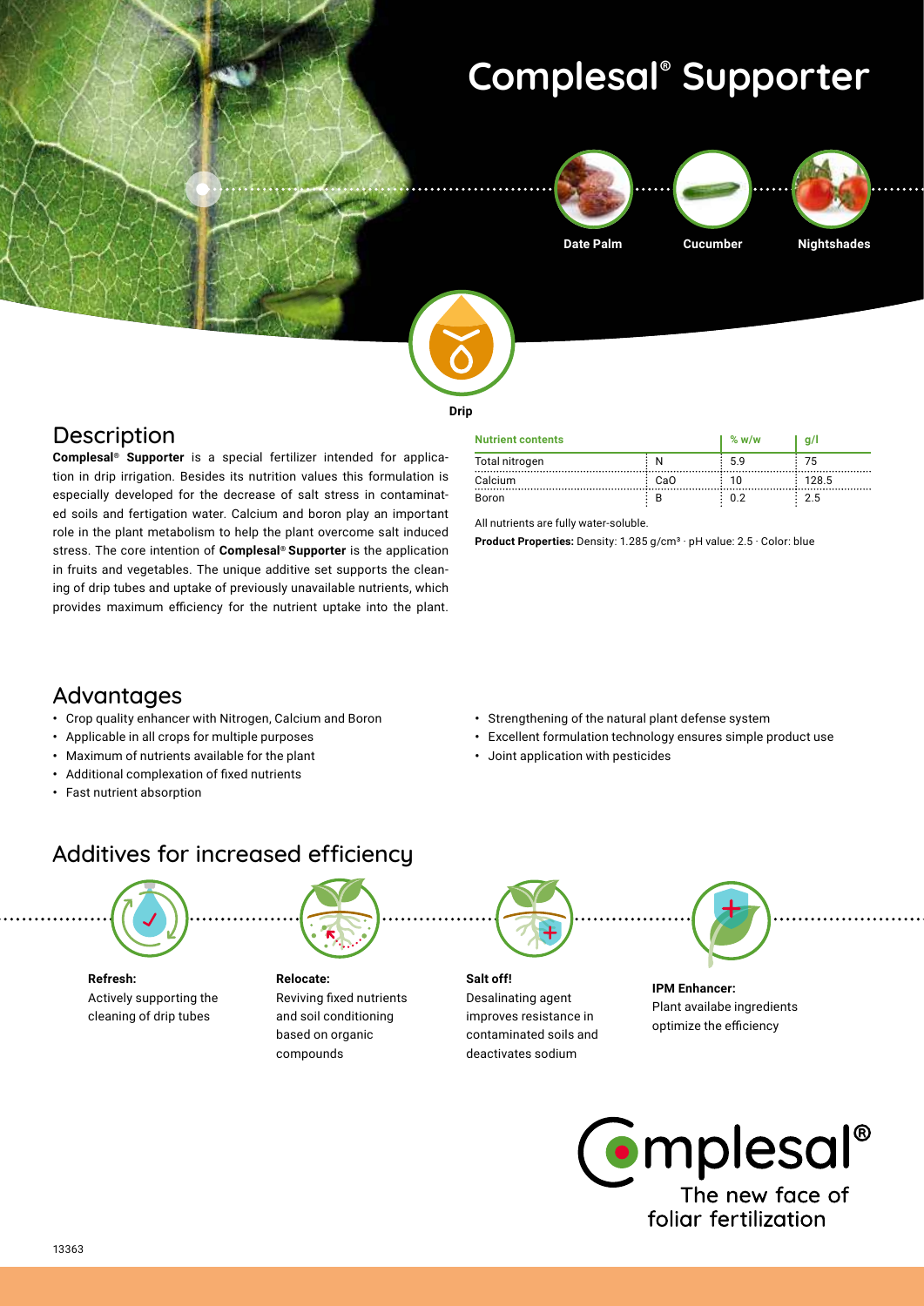# Complesal® Supporter

Date Palm | Cucumber | Nightshades

Drip

## Description

**Complesal® Supporter** is a special fertilizer intended for application in drip irrigation. Besides its nutrition values this formulation is especially developed for the decrease of salt stress in contaminated soils and fertigation water. Calcium and boron play an important role in the plant metabolism to help the plant overcome salt induced stress. The core intention of **Complesal® Supporter** is the application in fruits and vegetables. The unique additive set supports the cleaning of drip tubes and uptake of previously unavailable nutrients, which provides maximum efficiency for the nutrient uptake into the plant.

| Nutrient contents | | % w/w | g/l |
|---|---|---|---|
| Total nitrogen | N | 5.9 | 75 |
| Calcium | CaO | 10 | 128.5 |
| Boron | B | 0.2 | 2.5 |

All nutrients are fully water-soluble.

**Product Properties:** Density: 1.285 g/cm³ · pH value: 2.5 · Color: blue

## Advantages

- Crop quality enhancer with Nitrogen, Calcium and Boron
- Applicable in all crops for multiple purposes
- Maximum of nutrients available for the plant
- Additional complexation of fixed nutrients
- Fast nutrient absorption
- Strengthening of the natural plant defense system
- Excellent formulation technology ensures simple product use
- Joint application with pesticides

## Additives for increased efficiency

**Refresh:**
Actively supporting the cleaning of drip tubes

**Relocate:**
Reviving fixed nutrients and soil conditioning based on organic compounds

**Salt off!**
Desalinating agent improves resistance in contaminated soils and deactivates sodium

**IPM Enhancer:**
Plant availabe ingredients optimize the efficiency

Complesal®
The new face of foliar fertilization

13363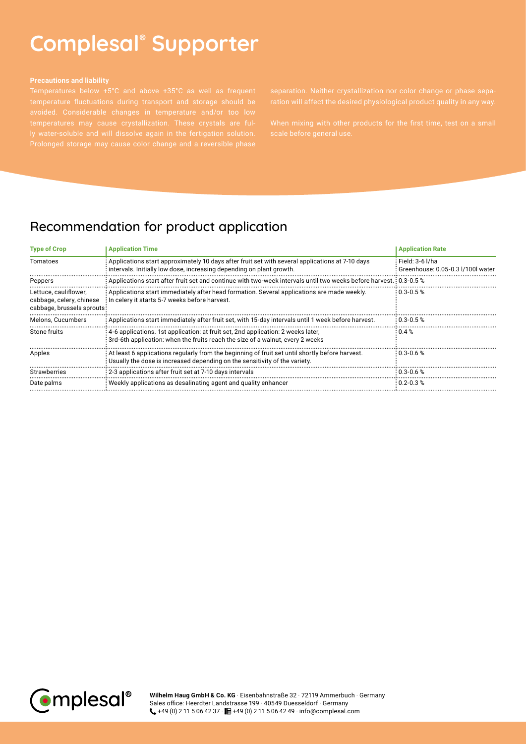# Complesal® Supporter

**Precautions and liability**

Temperatures below +5°C and above +35°C as well as frequent temperature fluctuations during transport and storage should be avoided. Considerable changes in temperature and/or too low temperatures may cause crystallization. These crystals are fully water-soluble and will dissolve again in the fertigation solution. Prolonged storage may cause color change and a reversible phase separation. Neither crystallization nor color change or phase separation will affect the desired physiological product quality in any way.

When mixing with other products for the first time, test on a small scale before general use.

## Recommendation for product application

| Type of Crop | Application Time | Application Rate |
|---|---|---|
| Tomatoes | Applications start approximately 10 days after fruit set with several applications at 7-10 days intervals. Initially low dose, increasing depending on plant growth. | Field: 3-6 l/ha<br>Greenhouse: 0.05-0.3 l/100l water |
| Peppers | Applications start after fruit set and continue with two-week intervals until two weeks before harvest. | 0.3-0.5 % |
| Lettuce, cauliflower, cabbage, celery, chinese cabbage, brussels sprouts | Applications start immediately after head formation. Several applications are made weekly. In celery it starts 5-7 weeks before harvest. | 0.3-0.5 % |
| Melons, Cucumbers | Applications start immediately after fruit set, with 15-day intervals until 1 week before harvest. | 0.3-0.5 % |
| Stone fruits | 4-6 applications. 1st application: at fruit set, 2nd application: 2 weeks later, 3rd-6th application: when the fruits reach the size of a walnut, every 2 weeks | 0.4 % |
| Apples | At least 6 applications regularly from the beginning of fruit set until shortly before harvest. Usually the dose is increased depending on the sensitivity of the variety. | 0.3-0.6 % |
| Strawberries | 2-3 applications after fruit set at 7-10 days intervals | 0.3-0.6 % |
| Date palms | Weekly applications as desalinating agent and quality enhancer | 0.2-0.3 % |

Complesal®

**Wilhelm Haug GmbH & Co. KG** · Eisenbahnstraße 32 · 72119 Ammerbuch · Germany
Sales office: Heerdter Landstrasse 199 · 40549 Duesseldorf · Germany
+49 (0) 2 11 5 06 42 37 · +49 (0) 2 11 5 06 42 49 · info@complesal.com